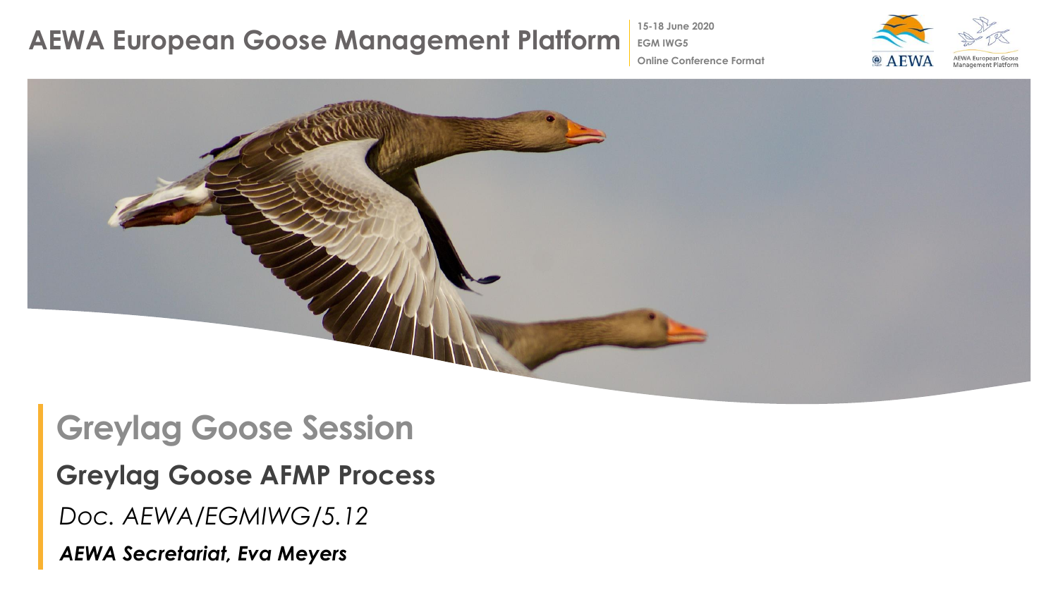# AEWA European Goose Management Platform

15-18 June 2020
EGM IWG5
Online Conference Format

## Greylag Goose Session

### Greylag Goose AFMP Process

*Doc. AEWA/EGMIWG/5.12*

***AEWA Secretariat, Eva Meyers***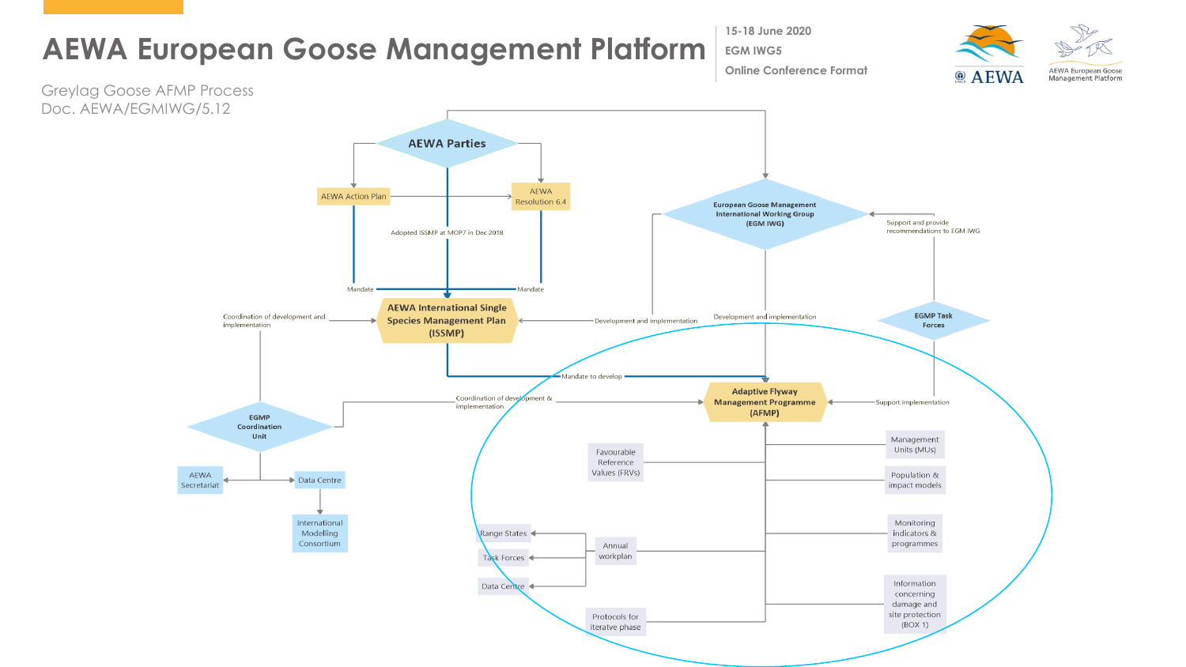# AEWA European Goose Management Platform

15-18 June 2020
EGM IWG5
Online Conference Format

Greylag Goose AFMP Process
Doc. AEWA/EGMIWG/5.12

AEWA Parties

AEWA Action Plan

AEWA Resolution 6.4

Adopted ISSMP at MOP7 in Dec 2018

Mandate

Mandate

European Goose Management International Working Group (EGM IWG)

Support and provide recommendations to EGM IWG

Coordination of development and implementation

AEWA International Single Species Management Plan (ISSMP)

Development and implementation

Development and implementation

EGMP Task Forces

Mandate to develop

EGMP Coordination Unit

Coordination of development & implementation

Adaptive Flyway Management Programme (AFMP)

Support implementation

AEWA Secretariat

Data Centre

International Modelling Consortium

Favourable Reference Values (FRVs)

Management Units (MUs)

Population & impact models

Range States

Task Forces

Data Centre

Annual workplan

Monitoring indicators & programmes

Protocols for iteratve phase

Information concerning damage and site protection (BOX 1)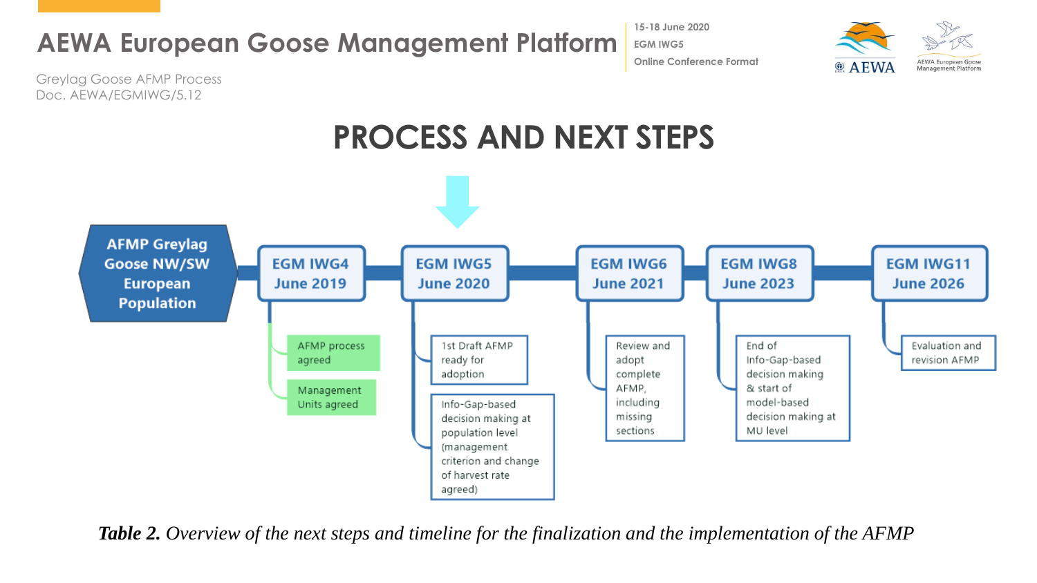# PROCESS AND NEXT STEPS

**AFMP Greylag Goose NW/SW European Population**

| EGM IWG4 June 2019 | EGM IWG5 June 2020 | EGM IWG6 June 2021 | EGM IWG8 June 2023 | EGM IWG11 June 2026 |
|---|---|---|---|---|
| AFMP process agreed; Management Units agreed | 1st Draft AFMP ready for adoption; Info-Gap-based decision making at population level (management criterion and change of harvest rate agreed) | Review and adopt complete AFMP, including missing sections | End of Info-Gap-based decision making & start of model-based decision making at MU level | Evaluation and revision AFMP |

***Table 2.*** *Overview of the next steps and timeline for the finalization and the implementation of the AFMP*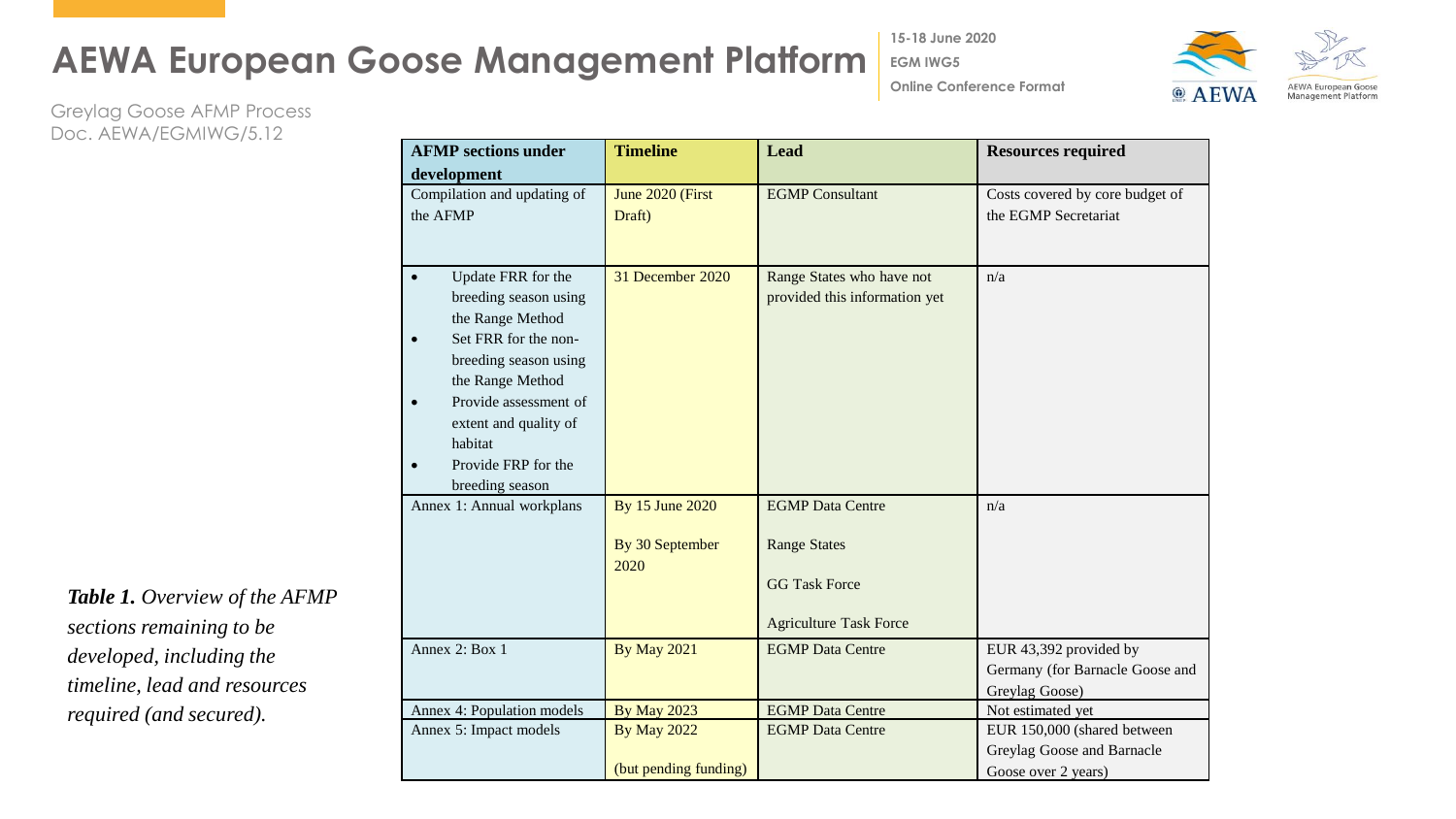# AEWA European Goose Management Platform

Greylag Goose AFMP Process
Doc. AEWA/EGMIWG/5.12

| AFMP sections under development | Timeline | Lead | Resources required |
|---|---|---|---|
| Compilation and updating of the AFMP | June 2020 (First Draft) | EGMP Consultant | Costs covered by core budget of the EGMP Secretariat |
| • Update FRR for the breeding season using the Range Method<br>• Set FRR for the non-breeding season using the Range Method<br>• Provide assessment of extent and quality of habitat<br>• Provide FRP for the breeding season | 31 December 2020 | Range States who have not provided this information yet | n/a |
| Annex 1: Annual workplans | By 15 June 2020<br><br>By 30 September 2020 | EGMP Data Centre<br><br>Range States<br><br>GG Task Force<br><br>Agriculture Task Force | n/a |
| Annex 2: Box 1 | By May 2021 | EGMP Data Centre | EUR 43,392 provided by Germany (for Barnacle Goose and Greylag Goose) |
| Annex 4: Population models | By May 2023 | EGMP Data Centre | Not estimated yet |
| Annex 5: Impact models | By May 2022<br><br>(but pending funding) | EGMP Data Centre | EUR 150,000 (shared between Greylag Goose and Barnacle Goose over 2 years) |

***Table 1.*** *Overview of the AFMP sections remaining to be developed, including the timeline, lead and resources required (and secured).*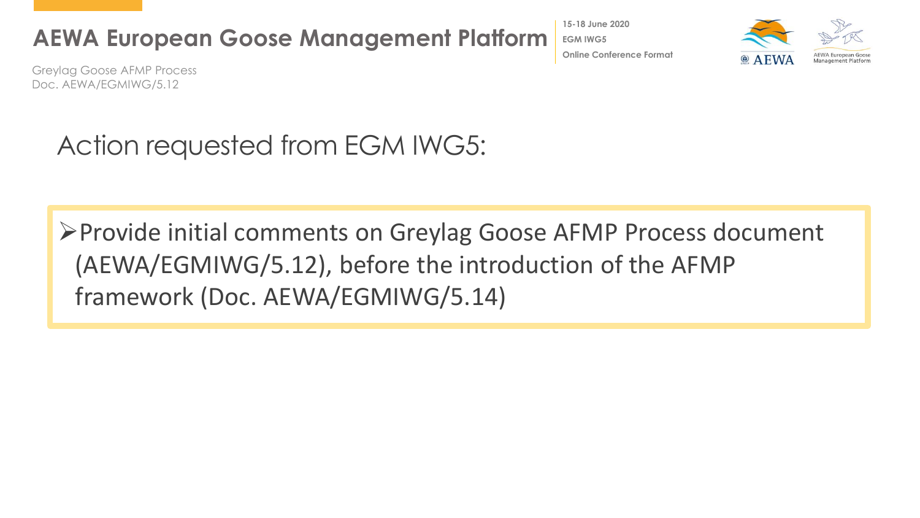# AEWA European Goose Management Platform

Greylag Goose AFMP Process
Doc. AEWA/EGMIWG/5.12

15-18 June 2020
EGM IWG5
Online Conference Format

## Action requested from EGM IWG5:

- Provide initial comments on Greylag Goose AFMP Process document (AEWA/EGMIWG/5.12), before the introduction of the AFMP framework (Doc. AEWA/EGMIWG/5.14)